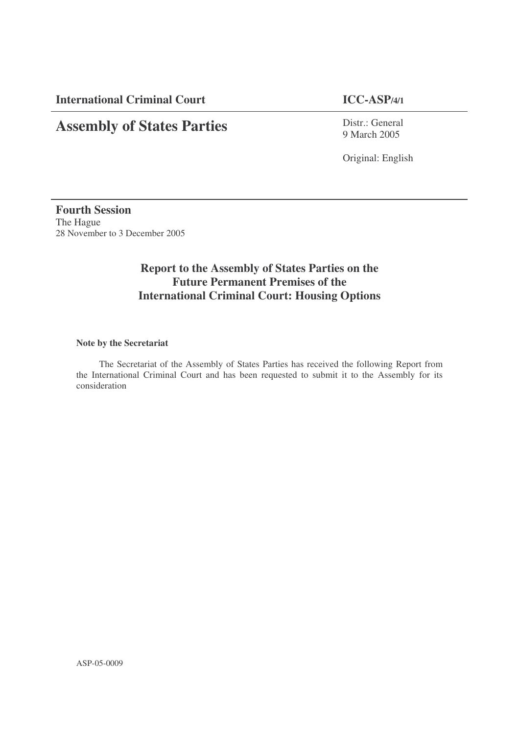**International Criminal Court** **ICC-ASP/4/1**

# Assembly of States Parties

Distr.: General
9 March 2005

Original: English

**Fourth Session**
The Hague
28 November to 3 December 2005

## Report to the Assembly of States Parties on the Future Permanent Premises of the International Criminal Court: Housing Options

**Note by the Secretariat**

The Secretariat of the Assembly of States Parties has received the following Report from the International Criminal Court and has been requested to submit it to the Assembly for its consideration

ASP-05-0009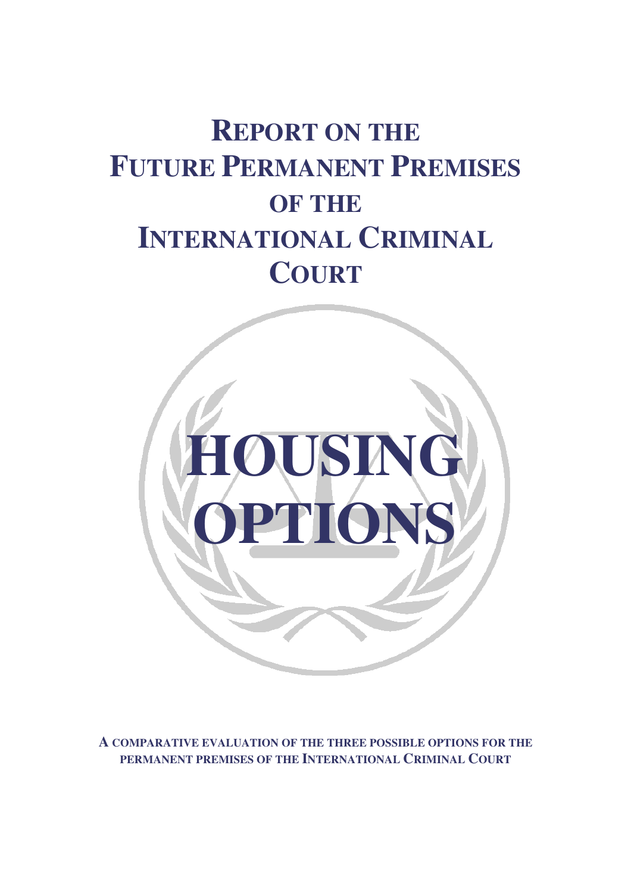# REPORT ON THE FUTURE PERMANENT PREMISES OF THE INTERNATIONAL CRIMINAL COURT

# HOUSING OPTIONS

**A COMPARATIVE EVALUATION OF THE THREE POSSIBLE OPTIONS FOR THE PERMANENT PREMISES OF THE INTERNATIONAL CRIMINAL COURT**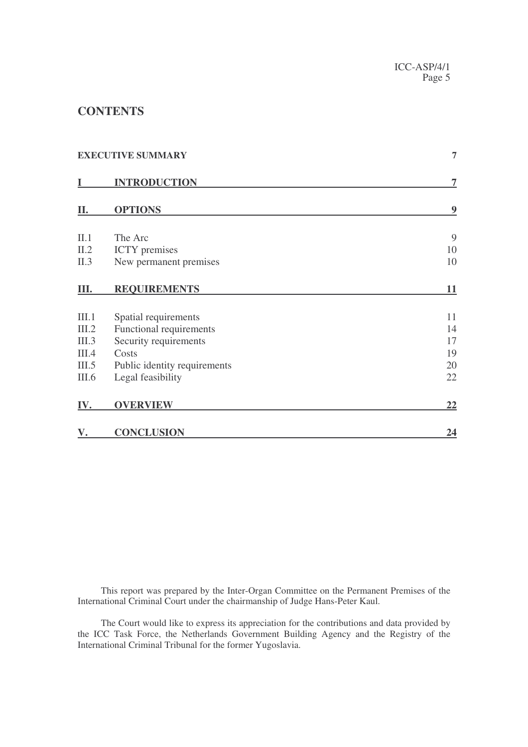# CONTENTS

| | | |
|---|---|---|
| **EXECUTIVE SUMMARY** | | **7** |
| **I** | **INTRODUCTION** | **7** |
| **II.** | **OPTIONS** | **9** |
| II.1 | The Arc | 9 |
| II.2 | ICTY premises | 10 |
| II.3 | New permanent premises | 10 |
| **III.** | **REQUIREMENTS** | **11** |
| III.1 | Spatial requirements | 11 |
| III.2 | Functional requirements | 14 |
| III.3 | Security requirements | 17 |
| III.4 | Costs | 19 |
| III.5 | Public identity requirements | 20 |
| III.6 | Legal feasibility | 22 |
| **IV.** | **OVERVIEW** | **22** |
| **V.** | **CONCLUSION** | **24** |

This report was prepared by the Inter-Organ Committee on the Permanent Premises of the International Criminal Court under the chairmanship of Judge Hans-Peter Kaul.

The Court would like to express its appreciation for the contributions and data provided by the ICC Task Force, the Netherlands Government Building Agency and the Registry of the International Criminal Tribunal for the former Yugoslavia.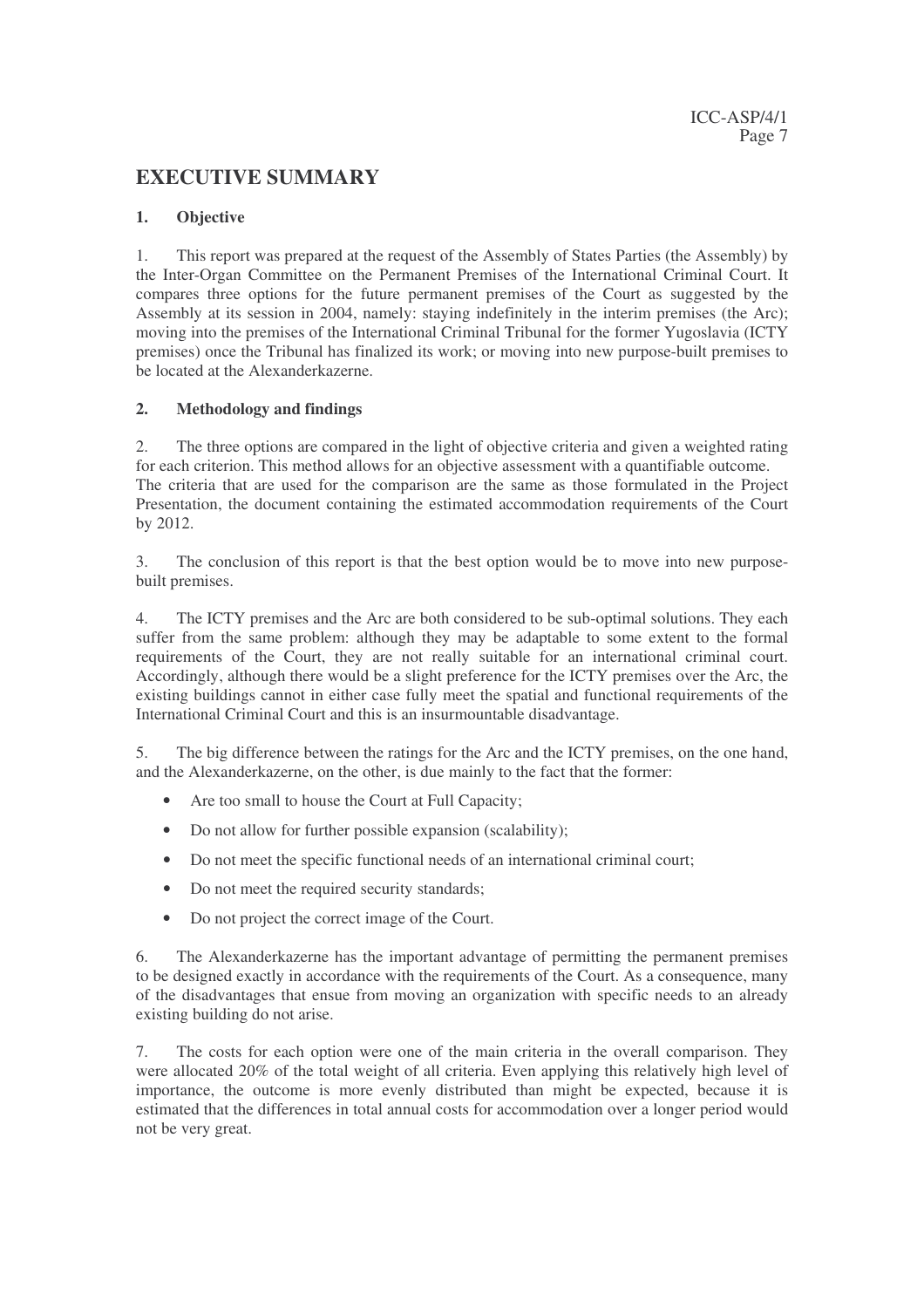# EXECUTIVE SUMMARY

## 1. Objective

1. This report was prepared at the request of the Assembly of States Parties (the Assembly) by the Inter-Organ Committee on the Permanent Premises of the International Criminal Court. It compares three options for the future permanent premises of the Court as suggested by the Assembly at its session in 2004, namely: staying indefinitely in the interim premises (the Arc); moving into the premises of the International Criminal Tribunal for the former Yugoslavia (ICTY premises) once the Tribunal has finalized its work; or moving into new purpose-built premises to be located at the Alexanderkazerne.

## 2. Methodology and findings

2. The three options are compared in the light of objective criteria and given a weighted rating for each criterion. This method allows for an objective assessment with a quantifiable outcome. The criteria that are used for the comparison are the same as those formulated in the Project Presentation, the document containing the estimated accommodation requirements of the Court by 2012.

3. The conclusion of this report is that the best option would be to move into new purpose-built premises.

4. The ICTY premises and the Arc are both considered to be sub-optimal solutions. They each suffer from the same problem: although they may be adaptable to some extent to the formal requirements of the Court, they are not really suitable for an international criminal court. Accordingly, although there would be a slight preference for the ICTY premises over the Arc, the existing buildings cannot in either case fully meet the spatial and functional requirements of the International Criminal Court and this is an insurmountable disadvantage.

5. The big difference between the ratings for the Arc and the ICTY premises, on the one hand, and the Alexanderkazerne, on the other, is due mainly to the fact that the former:

- Are too small to house the Court at Full Capacity;
- Do not allow for further possible expansion (scalability);
- Do not meet the specific functional needs of an international criminal court;
- Do not meet the required security standards;
- Do not project the correct image of the Court.

6. The Alexanderkazerne has the important advantage of permitting the permanent premises to be designed exactly in accordance with the requirements of the Court. As a consequence, many of the disadvantages that ensue from moving an organization with specific needs to an already existing building do not arise.

7. The costs for each option were one of the main criteria in the overall comparison. They were allocated 20% of the total weight of all criteria. Even applying this relatively high level of importance, the outcome is more evenly distributed than might be expected, because it is estimated that the differences in total annual costs for accommodation over a longer period would not be very great.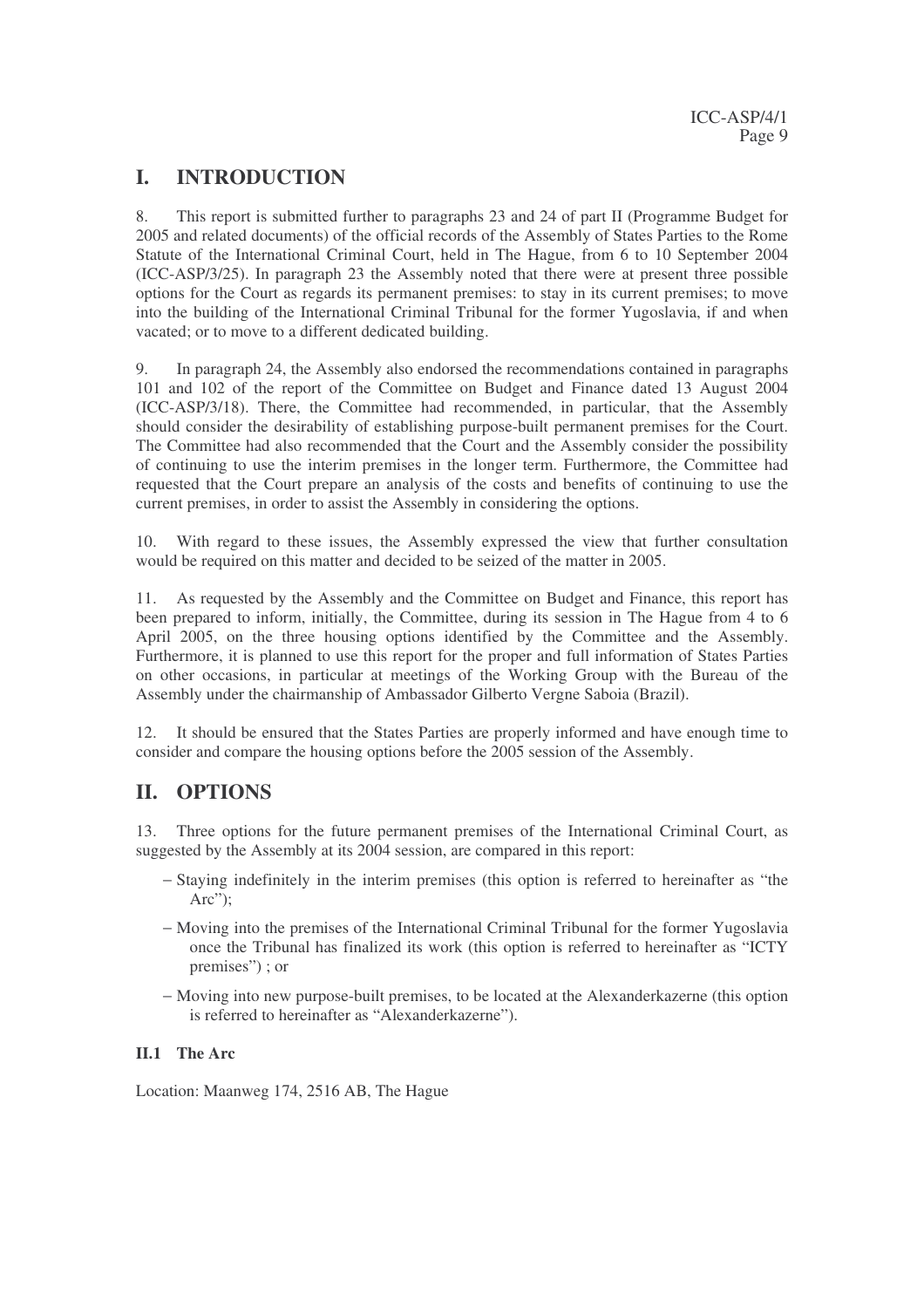# I. INTRODUCTION

8. This report is submitted further to paragraphs 23 and 24 of part II (Programme Budget for 2005 and related documents) of the official records of the Assembly of States Parties to the Rome Statute of the International Criminal Court, held in The Hague, from 6 to 10 September 2004 (ICC-ASP/3/25). In paragraph 23 the Assembly noted that there were at present three possible options for the Court as regards its permanent premises: to stay in its current premises; to move into the building of the International Criminal Tribunal for the former Yugoslavia, if and when vacated; or to move to a different dedicated building.

9. In paragraph 24, the Assembly also endorsed the recommendations contained in paragraphs 101 and 102 of the report of the Committee on Budget and Finance dated 13 August 2004 (ICC-ASP/3/18). There, the Committee had recommended, in particular, that the Assembly should consider the desirability of establishing purpose-built permanent premises for the Court. The Committee had also recommended that the Court and the Assembly consider the possibility of continuing to use the interim premises in the longer term. Furthermore, the Committee had requested that the Court prepare an analysis of the costs and benefits of continuing to use the current premises, in order to assist the Assembly in considering the options.

10. With regard to these issues, the Assembly expressed the view that further consultation would be required on this matter and decided to be seized of the matter in 2005.

11. As requested by the Assembly and the Committee on Budget and Finance, this report has been prepared to inform, initially, the Committee, during its session in The Hague from 4 to 6 April 2005, on the three housing options identified by the Committee and the Assembly. Furthermore, it is planned to use this report for the proper and full information of States Parties on other occasions, in particular at meetings of the Working Group with the Bureau of the Assembly under the chairmanship of Ambassador Gilberto Vergne Saboia (Brazil).

12. It should be ensured that the States Parties are properly informed and have enough time to consider and compare the housing options before the 2005 session of the Assembly.

# II. OPTIONS

13. Three options for the future permanent premises of the International Criminal Court, as suggested by the Assembly at its 2004 session, are compared in this report:

- Staying indefinitely in the interim premises (this option is referred to hereinafter as "the Arc");
- Moving into the premises of the International Criminal Tribunal for the former Yugoslavia once the Tribunal has finalized its work (this option is referred to hereinafter as "ICTY premises") ; or
- Moving into new purpose-built premises, to be located at the Alexanderkazerne (this option is referred to hereinafter as "Alexanderkazerne").

### II.1 The Arc

Location: Maanweg 174, 2516 AB, The Hague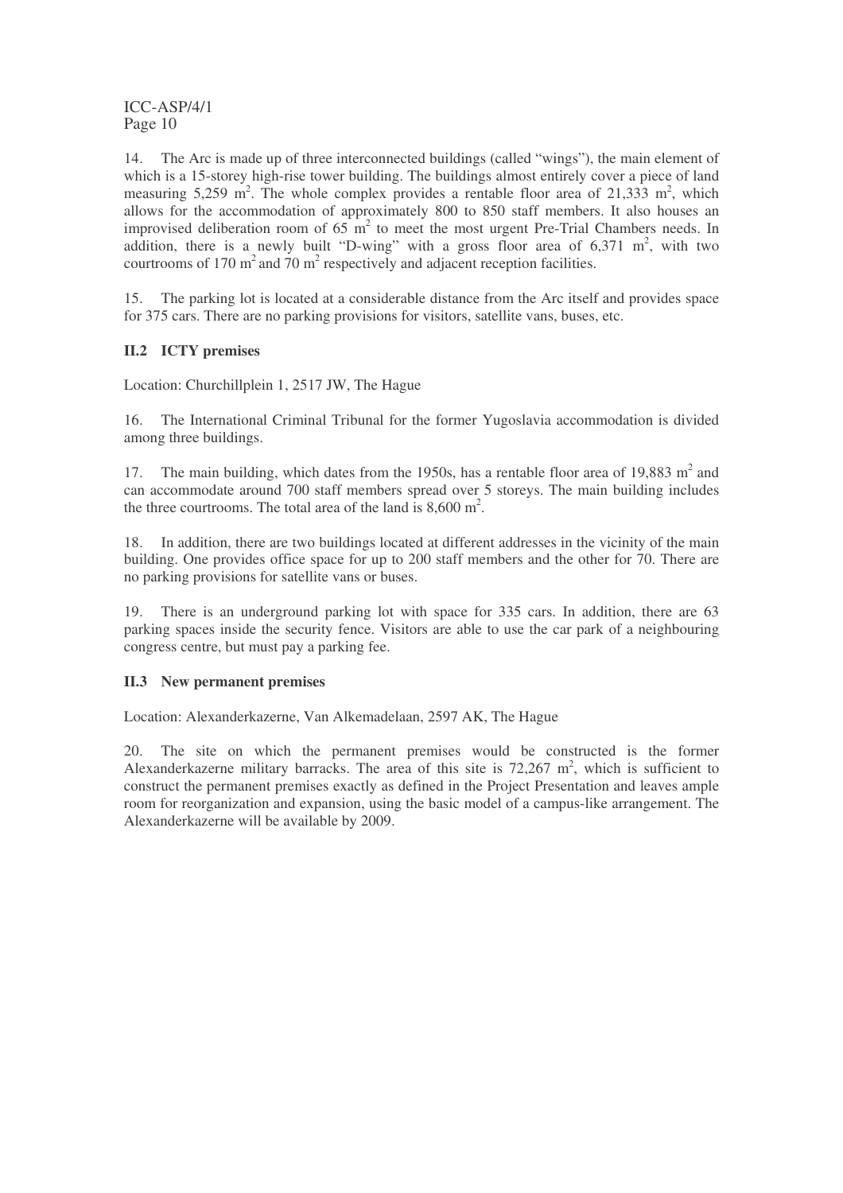14. The Arc is made up of three interconnected buildings (called "wings"), the main element of which is a 15-storey high-rise tower building. The buildings almost entirely cover a piece of land measuring 5,259 $m^2$. The whole complex provides a rentable floor area of 21,333 $m^2$, which allows for the accommodation of approximately 800 to 850 staff members. It also houses an improvised deliberation room of 65 $m^2$ to meet the most urgent Pre-Trial Chambers needs. In addition, there is a newly built "D-wing" with a gross floor area of 6,371 $m^2$, with two courtrooms of 170 $m^2$ and 70 $m^2$ respectively and adjacent reception facilities.

15. The parking lot is located at a considerable distance from the Arc itself and provides space for 375 cars. There are no parking provisions for visitors, satellite vans, buses, etc.

### II.2 ICTY premises

Location: Churchillplein 1, 2517 JW, The Hague

16. The International Criminal Tribunal for the former Yugoslavia accommodation is divided among three buildings.

17. The main building, which dates from the 1950s, has a rentable floor area of 19,883 $m^2$ and can accommodate around 700 staff members spread over 5 storeys. The main building includes the three courtrooms. The total area of the land is 8,600 $m^2$.

18. In addition, there are two buildings located at different addresses in the vicinity of the main building. One provides office space for up to 200 staff members and the other for 70. There are no parking provisions for satellite vans or buses.

19. There is an underground parking lot with space for 335 cars. In addition, there are 63 parking spaces inside the security fence. Visitors are able to use the car park of a neighbouring congress centre, but must pay a parking fee.

### II.3 New permanent premises

Location: Alexanderkazerne, Van Alkemadelaan, 2597 AK, The Hague

20. The site on which the permanent premises would be constructed is the former Alexanderkazerne military barracks. The area of this site is 72,267 $m^2$, which is sufficient to construct the permanent premises exactly as defined in the Project Presentation and leaves ample room for reorganization and expansion, using the basic model of a campus-like arrangement. The Alexanderkazerne will be available by 2009.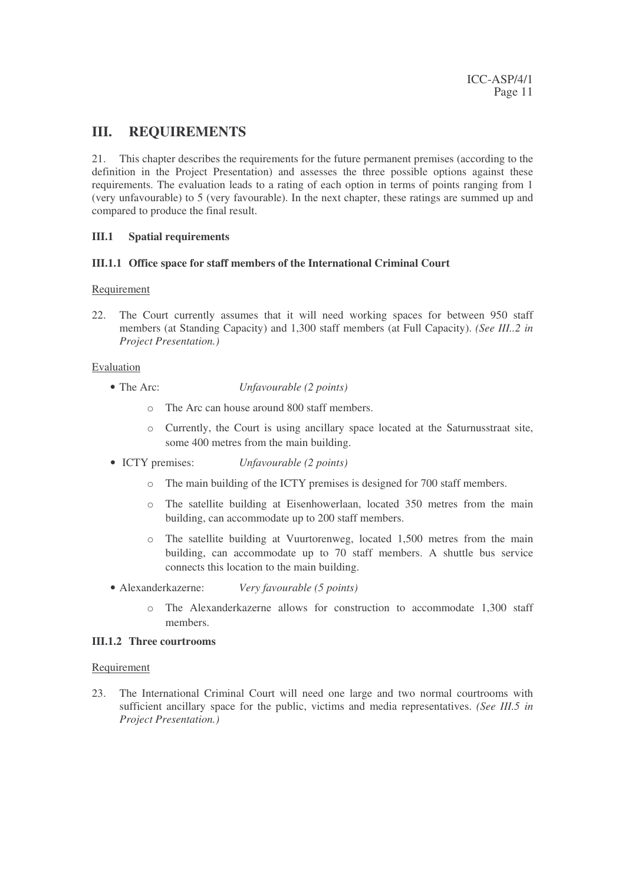# III. REQUIREMENTS

21. This chapter describes the requirements for the future permanent premises (according to the definition in the Project Presentation) and assesses the three possible options against these requirements. The evaluation leads to a rating of each option in terms of points ranging from 1 (very unfavourable) to 5 (very favourable). In the next chapter, these ratings are summed up and compared to produce the final result.

### III.1 Spatial requirements

#### III.1.1 Office space for staff members of the International Criminal Court

Requirement

22. The Court currently assumes that it will need working spaces for between 950 staff members (at Standing Capacity) and 1,300 staff members (at Full Capacity). *(See III..2 in Project Presentation.)*

Evaluation

- The Arc: *Unfavourable (2 points)*
  - The Arc can house around 800 staff members.
  - Currently, the Court is using ancillary space located at the Saturnusstraat site, some 400 metres from the main building.
- ICTY premises: *Unfavourable (2 points)*
  - The main building of the ICTY premises is designed for 700 staff members.
  - The satellite building at Eisenhowerlaan, located 350 metres from the main building, can accommodate up to 200 staff members.
  - The satellite building at Vuurtorenweg, located 1,500 metres from the main building, can accommodate up to 70 staff members. A shuttle bus service connects this location to the main building.
- Alexanderkazerne: *Very favourable (5 points)*
  - The Alexanderkazerne allows for construction to accommodate 1,300 staff members.

#### III.1.2 Three courtrooms

Requirement

23. The International Criminal Court will need one large and two normal courtrooms with sufficient ancillary space for the public, victims and media representatives. *(See III.5 in Project Presentation.)*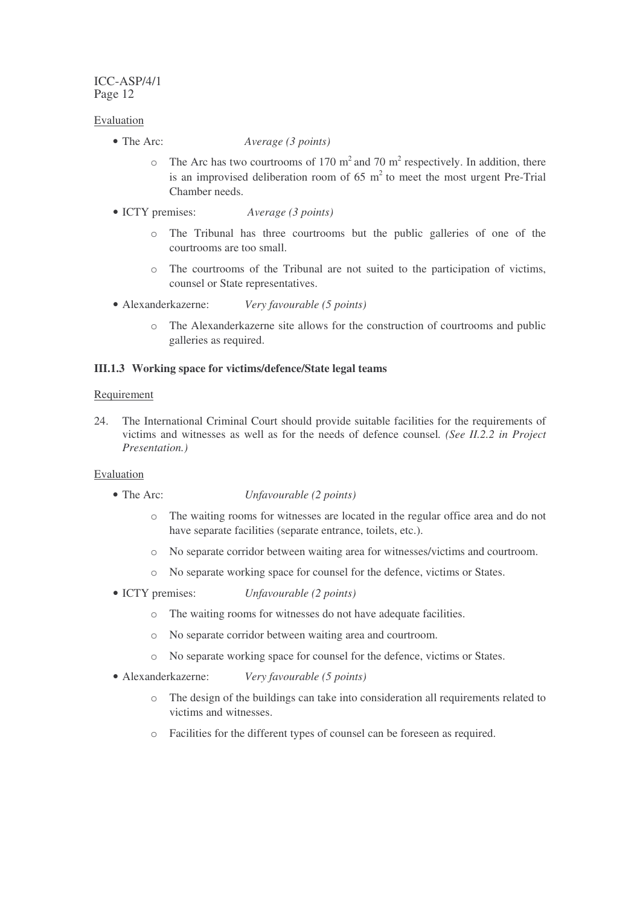Evaluation

- The Arc: *Average (3 points)*
    - The Arc has two courtrooms of 170 $m^2$ and 70 $m^2$ respectively. In addition, there is an improvised deliberation room of 65 $m^2$ to meet the most urgent Pre-Trial Chamber needs.
- ICTY premises: *Average (3 points)*
    - The Tribunal has three courtrooms but the public galleries of one of the courtrooms are too small.
    - The courtrooms of the Tribunal are not suited to the participation of victims, counsel or State representatives.
- Alexanderkazerne: *Very favourable (5 points)*
    - The Alexanderkazerne site allows for the construction of courtrooms and public galleries as required.

### III.1.3 Working space for victims/defence/State legal teams

Requirement

24. The International Criminal Court should provide suitable facilities for the requirements of victims and witnesses as well as for the needs of defence counsel. *(See II.2.2 in Project Presentation.)*

Evaluation

- The Arc: *Unfavourable (2 points)*
    - The waiting rooms for witnesses are located in the regular office area and do not have separate facilities (separate entrance, toilets, etc.).
    - No separate corridor between waiting area for witnesses/victims and courtroom.
    - No separate working space for counsel for the defence, victims or States.
- ICTY premises: *Unfavourable (2 points)*
    - The waiting rooms for witnesses do not have adequate facilities.
    - No separate corridor between waiting area and courtroom.
    - No separate working space for counsel for the defence, victims or States.
- Alexanderkazerne: *Very favourable (5 points)*
    - The design of the buildings can take into consideration all requirements related to victims and witnesses.
    - Facilities for the different types of counsel can be foreseen as required.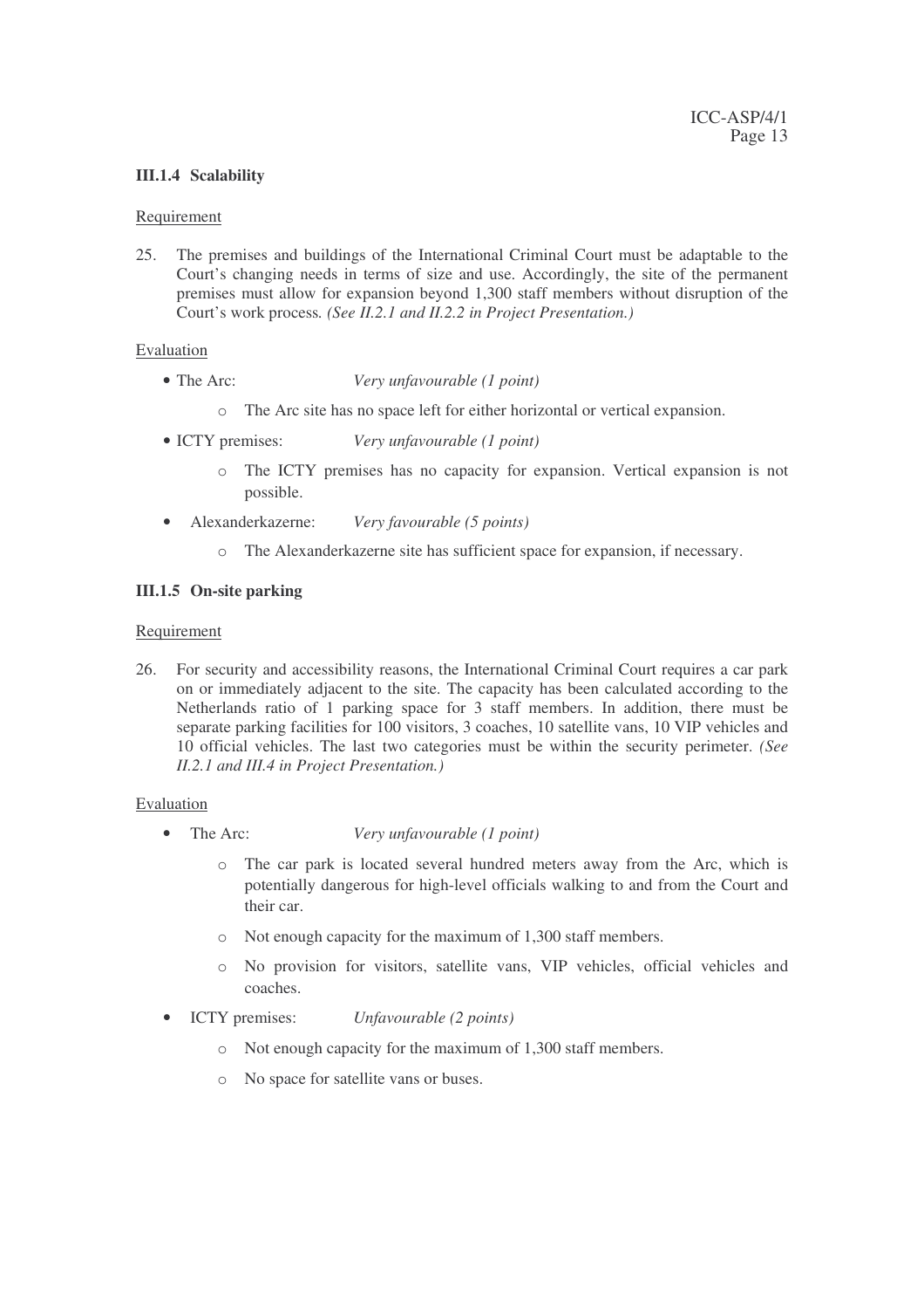### III.1.4 Scalability

Requirement

25. The premises and buildings of the International Criminal Court must be adaptable to the Court's changing needs in terms of size and use. Accordingly, the site of the permanent premises must allow for expansion beyond 1,300 staff members without disruption of the Court's work process. *(See II.2.1 and II.2.2 in Project Presentation.)*

Evaluation

- The Arc: *Very unfavourable (1 point)*
  - The Arc site has no space left for either horizontal or vertical expansion.
- ICTY premises: *Very unfavourable (1 point)*
  - The ICTY premises has no capacity for expansion. Vertical expansion is not possible.
- Alexanderkazerne: *Very favourable (5 points)*
  - The Alexanderkazerne site has sufficient space for expansion, if necessary.

### III.1.5 On-site parking

Requirement

26. For security and accessibility reasons, the International Criminal Court requires a car park on or immediately adjacent to the site. The capacity has been calculated according to the Netherlands ratio of 1 parking space for 3 staff members. In addition, there must be separate parking facilities for 100 visitors, 3 coaches, 10 satellite vans, 10 VIP vehicles and 10 official vehicles. The last two categories must be within the security perimeter. *(See II.2.1 and III.4 in Project Presentation.)*

Evaluation

- The Arc: *Very unfavourable (1 point)*
  - The car park is located several hundred meters away from the Arc, which is potentially dangerous for high-level officials walking to and from the Court and their car.
  - Not enough capacity for the maximum of 1,300 staff members.
  - No provision for visitors, satellite vans, VIP vehicles, official vehicles and coaches.
- ICTY premises: *Unfavourable (2 points)*
  - Not enough capacity for the maximum of 1,300 staff members.
  - No space for satellite vans or buses.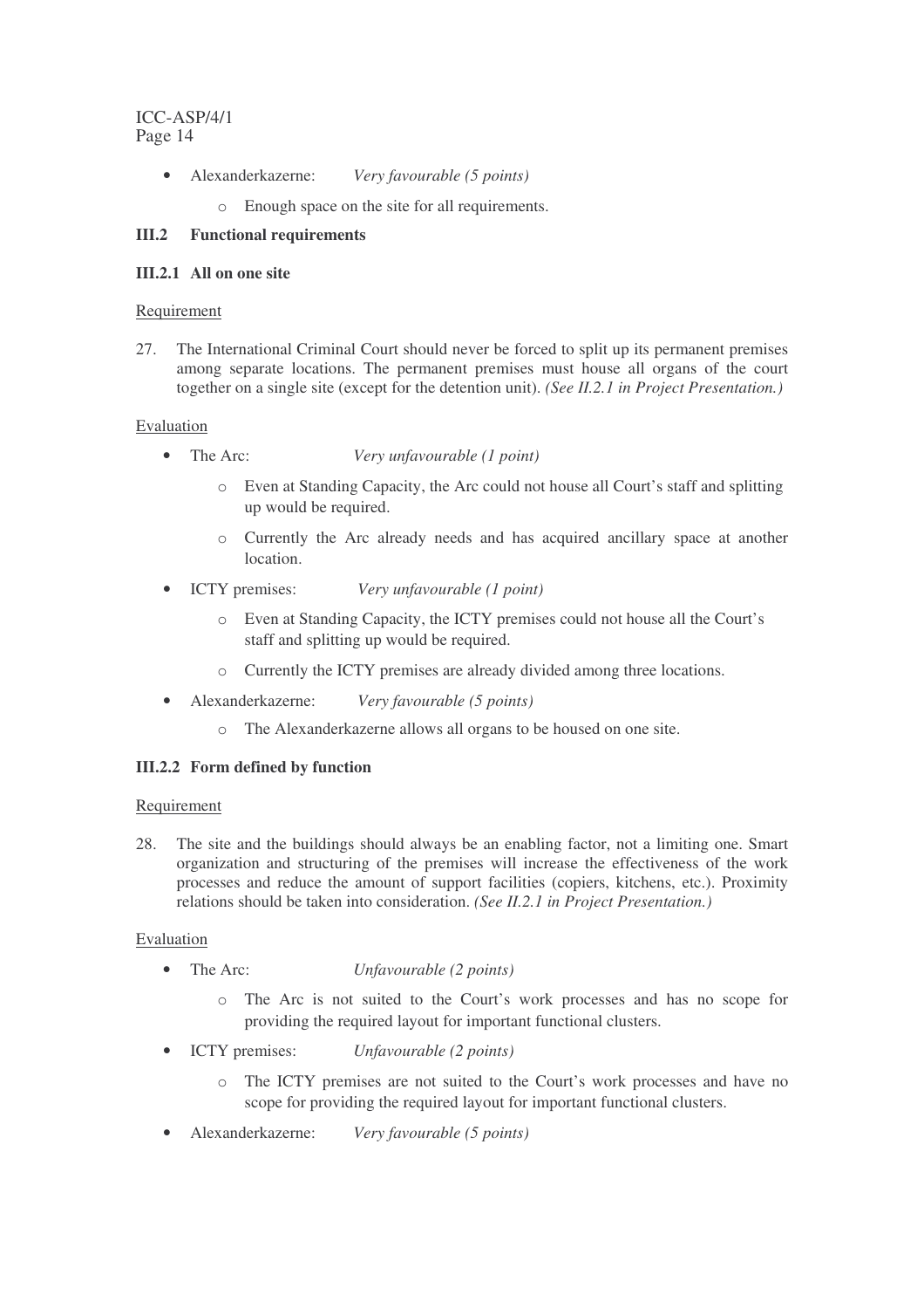- Alexanderkazerne: *Very favourable (5 points)*
    - Enough space on the site for all requirements.

### III.2 Functional requirements

#### III.2.1 All on one site

Requirement

27. The International Criminal Court should never be forced to split up its permanent premises among separate locations. The permanent premises must house all organs of the court together on a single site (except for the detention unit). *(See II.2.1 in Project Presentation.)*

Evaluation

- The Arc: *Very unfavourable (1 point)*
    - Even at Standing Capacity, the Arc could not house all Court's staff and splitting up would be required.
    - Currently the Arc already needs and has acquired ancillary space at another location.
- ICTY premises: *Very unfavourable (1 point)*
    - Even at Standing Capacity, the ICTY premises could not house all the Court's staff and splitting up would be required.
    - Currently the ICTY premises are already divided among three locations.
- Alexanderkazerne: *Very favourable (5 points)*
    - The Alexanderkazerne allows all organs to be housed on one site.

#### III.2.2 Form defined by function

Requirement

28. The site and the buildings should always be an enabling factor, not a limiting one. Smart organization and structuring of the premises will increase the effectiveness of the work processes and reduce the amount of support facilities (copiers, kitchens, etc.). Proximity relations should be taken into consideration. *(See II.2.1 in Project Presentation.)*

Evaluation

- The Arc: *Unfavourable (2 points)*
    - The Arc is not suited to the Court's work processes and has no scope for providing the required layout for important functional clusters.
- ICTY premises: *Unfavourable (2 points)*
    - The ICTY premises are not suited to the Court's work processes and have no scope for providing the required layout for important functional clusters.
- Alexanderkazerne: *Very favourable (5 points)*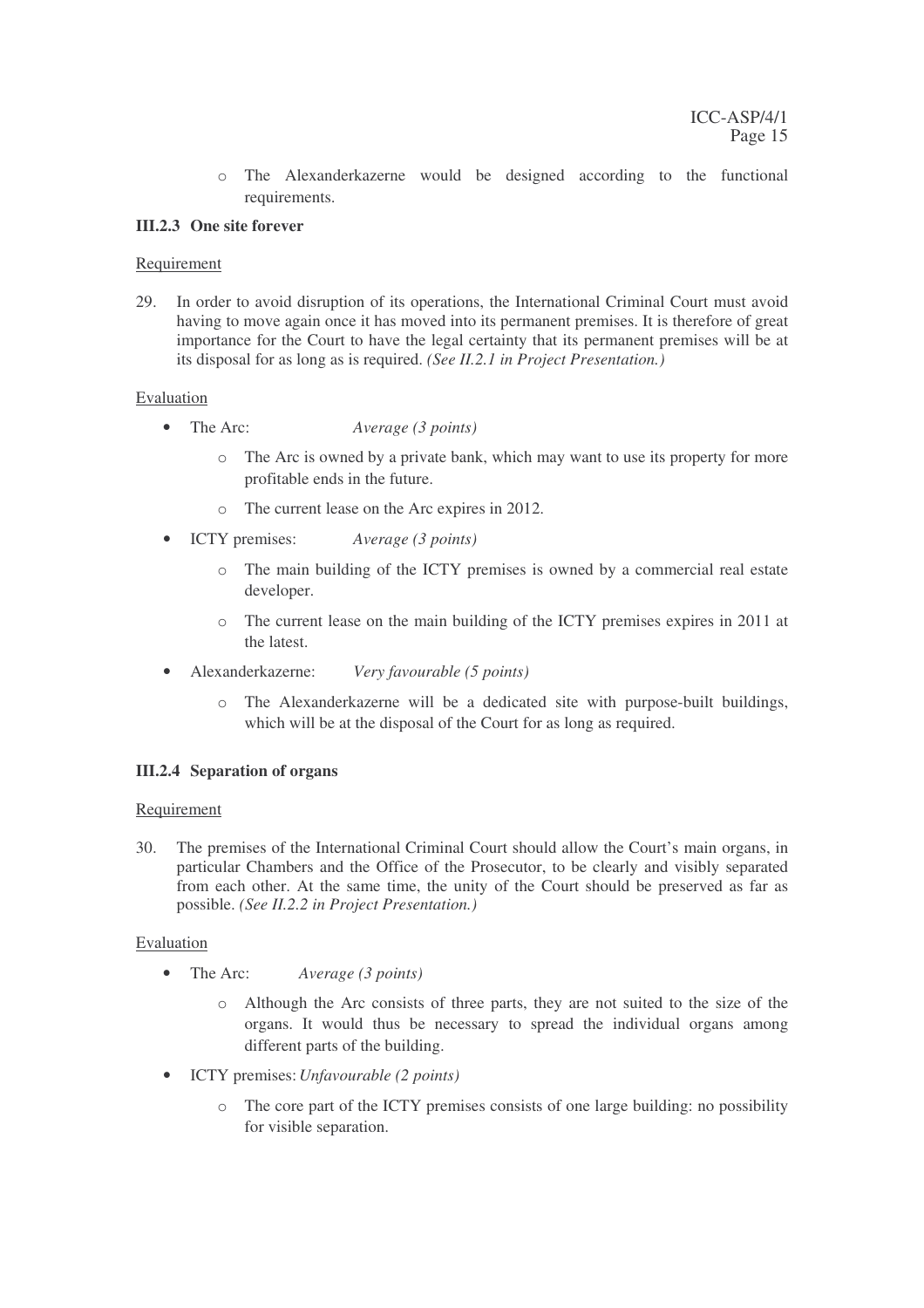- The Alexanderkazerne would be designed according to the functional requirements.

### III.2.3 One site forever

Requirement

29. In order to avoid disruption of its operations, the International Criminal Court must avoid having to move again once it has moved into its permanent premises. It is therefore of great importance for the Court to have the legal certainty that its permanent premises will be at its disposal for as long as is required. *(See II.2.1 in Project Presentation.)*

Evaluation

- The Arc: *Average (3 points)*
  - The Arc is owned by a private bank, which may want to use its property for more profitable ends in the future.
  - The current lease on the Arc expires in 2012.
- ICTY premises: *Average (3 points)*
  - The main building of the ICTY premises is owned by a commercial real estate developer.
  - The current lease on the main building of the ICTY premises expires in 2011 at the latest.
- Alexanderkazerne: *Very favourable (5 points)*
  - The Alexanderkazerne will be a dedicated site with purpose-built buildings, which will be at the disposal of the Court for as long as required.

### III.2.4 Separation of organs

Requirement

30. The premises of the International Criminal Court should allow the Court's main organs, in particular Chambers and the Office of the Prosecutor, to be clearly and visibly separated from each other. At the same time, the unity of the Court should be preserved as far as possible. *(See II.2.2 in Project Presentation.)*

Evaluation

- The Arc: *Average (3 points)*
  - Although the Arc consists of three parts, they are not suited to the size of the organs. It would thus be necessary to spread the individual organs among different parts of the building.
- ICTY premises: *Unfavourable (2 points)*
  - The core part of the ICTY premises consists of one large building: no possibility for visible separation.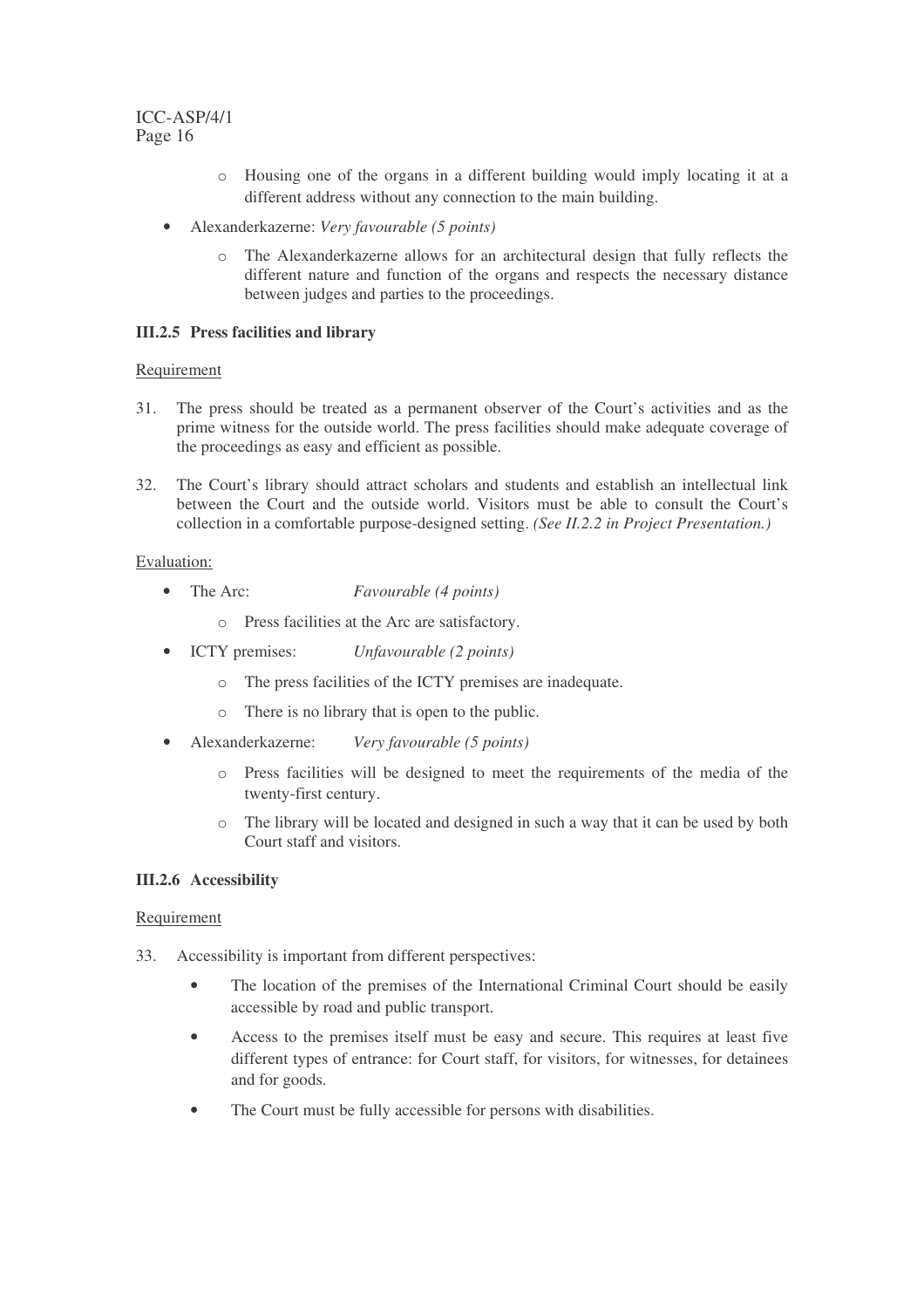- Housing one of the organs in a different building would imply locating it at a different address without any connection to the main building.

- Alexanderkazerne: *Very favourable (5 points)*
  - The Alexanderkazerne allows for an architectural design that fully reflects the different nature and function of the organs and respects the necessary distance between judges and parties to the proceedings.

### III.2.5 Press facilities and library

Requirement

31. The press should be treated as a permanent observer of the Court's activities and as the prime witness for the outside world. The press facilities should make adequate coverage of the proceedings as easy and efficient as possible.

32. The Court's library should attract scholars and students and establish an intellectual link between the Court and the outside world. Visitors must be able to consult the Court's collection in a comfortable purpose-designed setting. *(See II.2.2 in Project Presentation.)*

Evaluation:

- The Arc: *Favourable (4 points)*
  - Press facilities at the Arc are satisfactory.
- ICTY premises: *Unfavourable (2 points)*
  - The press facilities of the ICTY premises are inadequate.
  - There is no library that is open to the public.
- Alexanderkazerne: *Very favourable (5 points)*
  - Press facilities will be designed to meet the requirements of the media of the twenty-first century.
  - The library will be located and designed in such a way that it can be used by both Court staff and visitors.

### III.2.6 Accessibility

Requirement

33. Accessibility is important from different perspectives:
    - The location of the premises of the International Criminal Court should be easily accessible by road and public transport.
    - Access to the premises itself must be easy and secure. This requires at least five different types of entrance: for Court staff, for visitors, for witnesses, for detainees and for goods.
    - The Court must be fully accessible for persons with disabilities.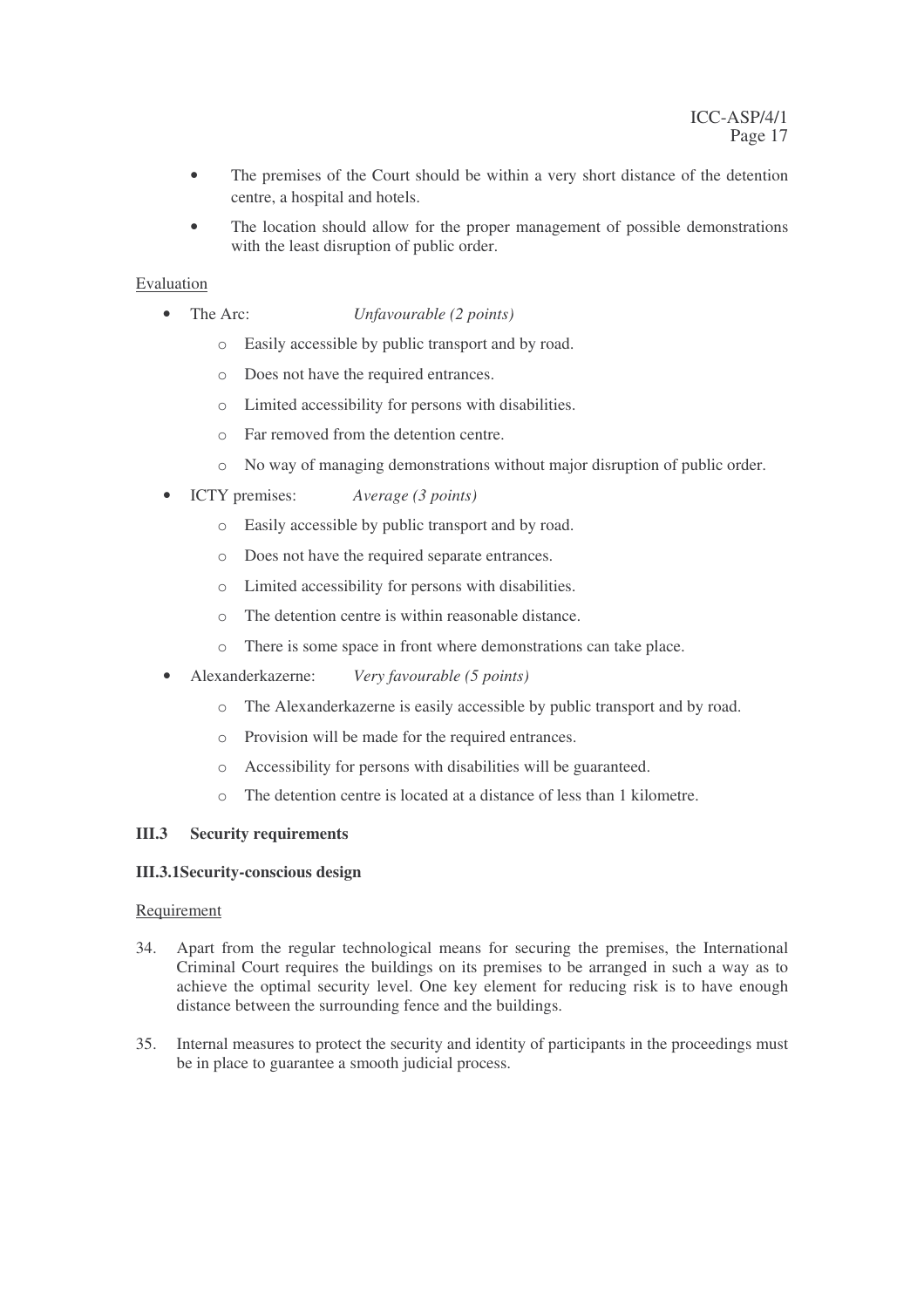- The premises of the Court should be within a very short distance of the detention centre, a hospital and hotels.
- The location should allow for the proper management of possible demonstrations with the least disruption of public order.

Evaluation

- The Arc: *Unfavourable (2 points)*
    - Easily accessible by public transport and by road.
    - Does not have the required entrances.
    - Limited accessibility for persons with disabilities.
    - Far removed from the detention centre.
    - No way of managing demonstrations without major disruption of public order.
- ICTY premises: *Average (3 points)*
    - Easily accessible by public transport and by road.
    - Does not have the required separate entrances.
    - Limited accessibility for persons with disabilities.
    - The detention centre is within reasonable distance.
    - There is some space in front where demonstrations can take place.
- Alexanderkazerne: *Very favourable (5 points)*
    - The Alexanderkazerne is easily accessible by public transport and by road.
    - Provision will be made for the required entrances.
    - Accessibility for persons with disabilities will be guaranteed.
    - The detention centre is located at a distance of less than 1 kilometre.

### III.3 Security requirements

#### III.3.1 Security-conscious design

Requirement

34. Apart from the regular technological means for securing the premises, the International Criminal Court requires the buildings on its premises to be arranged in such a way as to achieve the optimal security level. One key element for reducing risk is to have enough distance between the surrounding fence and the buildings.

35. Internal measures to protect the security and identity of participants in the proceedings must be in place to guarantee a smooth judicial process.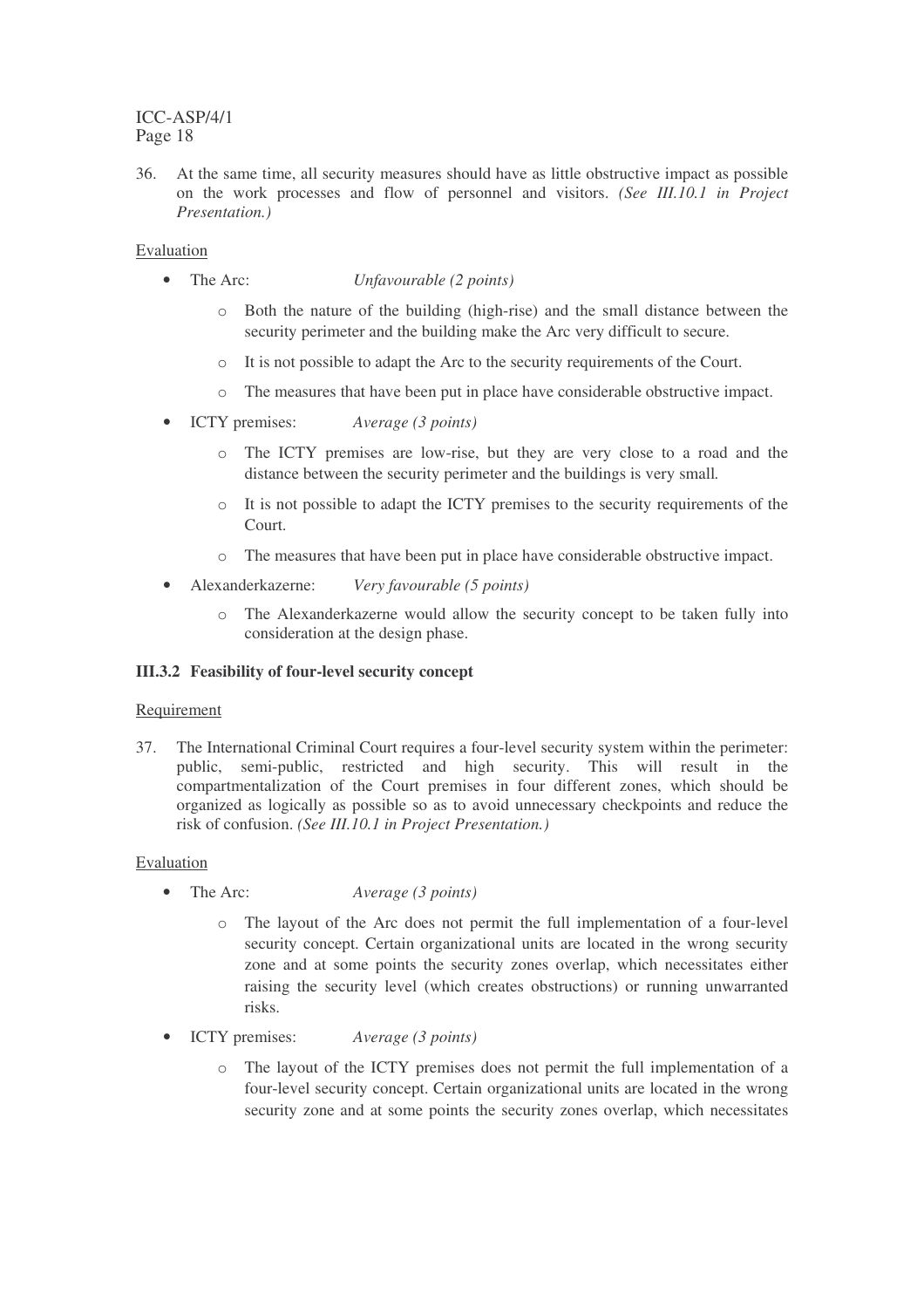36. At the same time, all security measures should have as little obstructive impact as possible on the work processes and flow of personnel and visitors. *(See III.10.1 in Project Presentation.)*

Evaluation

- The Arc: *Unfavourable (2 points)*
  - Both the nature of the building (high-rise) and the small distance between the security perimeter and the building make the Arc very difficult to secure.
  - It is not possible to adapt the Arc to the security requirements of the Court.
  - The measures that have been put in place have considerable obstructive impact.
- ICTY premises: *Average (3 points)*
  - The ICTY premises are low-rise, but they are very close to a road and the distance between the security perimeter and the buildings is very small.
  - It is not possible to adapt the ICTY premises to the security requirements of the Court.
  - The measures that have been put in place have considerable obstructive impact.
- Alexanderkazerne: *Very favourable (5 points)*
  - The Alexanderkazerne would allow the security concept to be taken fully into consideration at the design phase.

### III.3.2 Feasibility of four-level security concept

Requirement

37. The International Criminal Court requires a four-level security system within the perimeter: public, semi-public, restricted and high security. This will result in the compartmentalization of the Court premises in four different zones, which should be organized as logically as possible so as to avoid unnecessary checkpoints and reduce the risk of confusion. *(See III.10.1 in Project Presentation.)*

Evaluation

- The Arc: *Average (3 points)*
  - The layout of the Arc does not permit the full implementation of a four-level security concept. Certain organizational units are located in the wrong security zone and at some points the security zones overlap, which necessitates either raising the security level (which creates obstructions) or running unwarranted risks.
- ICTY premises: *Average (3 points)*
  - The layout of the ICTY premises does not permit the full implementation of a four-level security concept. Certain organizational units are located in the wrong security zone and at some points the security zones overlap, which necessitates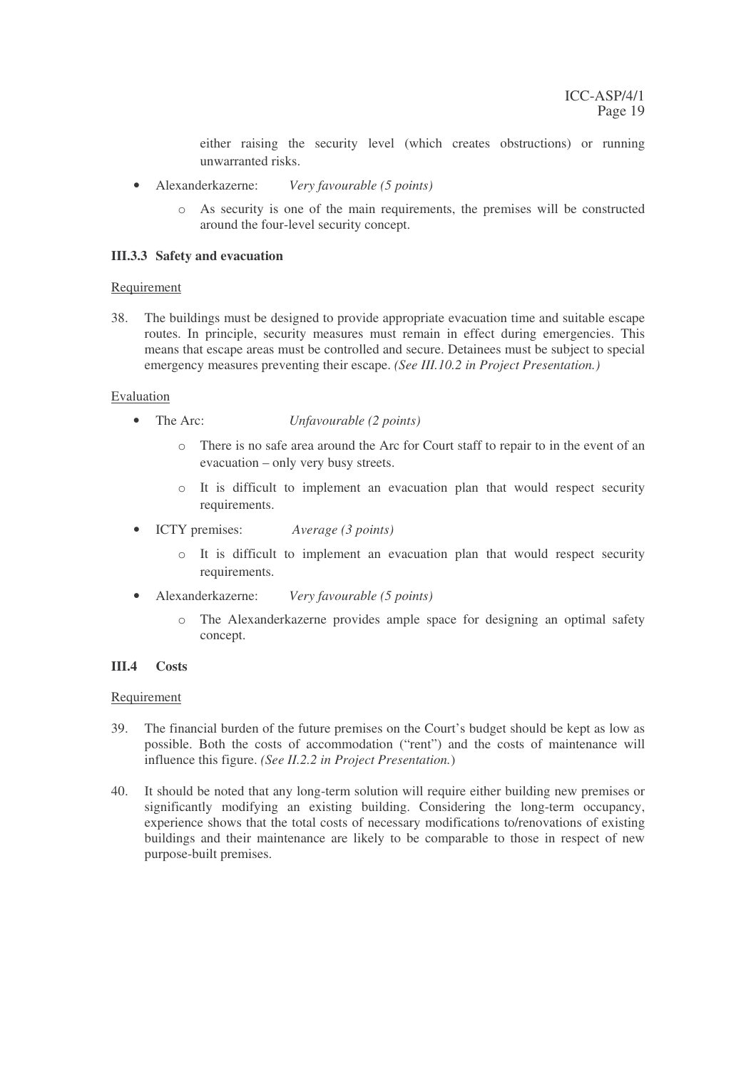either raising the security level (which creates obstructions) or running unwarranted risks.

- Alexanderkazerne: *Very favourable (5 points)*
  - As security is one of the main requirements, the premises will be constructed around the four-level security concept.

### III.3.3 Safety and evacuation

Requirement

38. The buildings must be designed to provide appropriate evacuation time and suitable escape routes. In principle, security measures must remain in effect during emergencies. This means that escape areas must be controlled and secure. Detainees must be subject to special emergency measures preventing their escape. *(See III.10.2 in Project Presentation.)*

Evaluation

- The Arc: *Unfavourable (2 points)*
  - There is no safe area around the Arc for Court staff to repair to in the event of an evacuation – only very busy streets.
  - It is difficult to implement an evacuation plan that would respect security requirements.
- ICTY premises: *Average (3 points)*
  - It is difficult to implement an evacuation plan that would respect security requirements.
- Alexanderkazerne: *Very favourable (5 points)*
  - The Alexanderkazerne provides ample space for designing an optimal safety concept.

## III.4 Costs

Requirement

39. The financial burden of the future premises on the Court's budget should be kept as low as possible. Both the costs of accommodation ("rent") and the costs of maintenance will influence this figure. *(See II.2.2 in Project Presentation.)*

40. It should be noted that any long-term solution will require either building new premises or significantly modifying an existing building. Considering the long-term occupancy, experience shows that the total costs of necessary modifications to/renovations of existing buildings and their maintenance are likely to be comparable to those in respect of new purpose-built premises.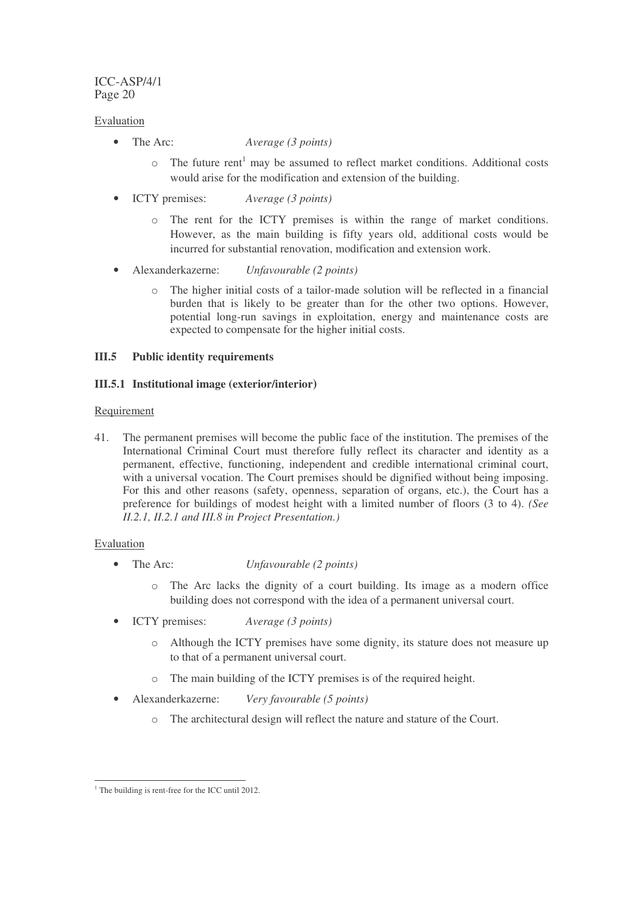Evaluation

- The Arc: *Average (3 points)*
  - The future rent[1] may be assumed to reflect market conditions. Additional costs would arise for the modification and extension of the building.
- ICTY premises: *Average (3 points)*
  - The rent for the ICTY premises is within the range of market conditions. However, as the main building is fifty years old, additional costs would be incurred for substantial renovation, modification and extension work.
- Alexanderkazerne: *Unfavourable (2 points)*
  - The higher initial costs of a tailor-made solution will be reflected in a financial burden that is likely to be greater than for the other two options. However, potential long-run savings in exploitation, energy and maintenance costs are expected to compensate for the higher initial costs.

### III.5 Public identity requirements

#### III.5.1 Institutional image (exterior/interior)

Requirement

41. The permanent premises will become the public face of the institution. The premises of the International Criminal Court must therefore fully reflect its character and identity as a permanent, effective, functioning, independent and credible international criminal court, with a universal vocation. The Court premises should be dignified without being imposing. For this and other reasons (safety, openness, separation of organs, etc.), the Court has a preference for buildings of modest height with a limited number of floors (3 to 4). *(See II.2.1, II.2.1 and III.8 in Project Presentation.)*

Evaluation

- The Arc: *Unfavourable (2 points)*
  - The Arc lacks the dignity of a court building. Its image as a modern office building does not correspond with the idea of a permanent universal court.
- ICTY premises: *Average (3 points)*
  - Although the ICTY premises have some dignity, its stature does not measure up to that of a permanent universal court.
  - The main building of the ICTY premises is of the required height.
- Alexanderkazerne: *Very favourable (5 points)*
  - The architectural design will reflect the nature and stature of the Court.

[1] The building is rent-free for the ICC until 2012.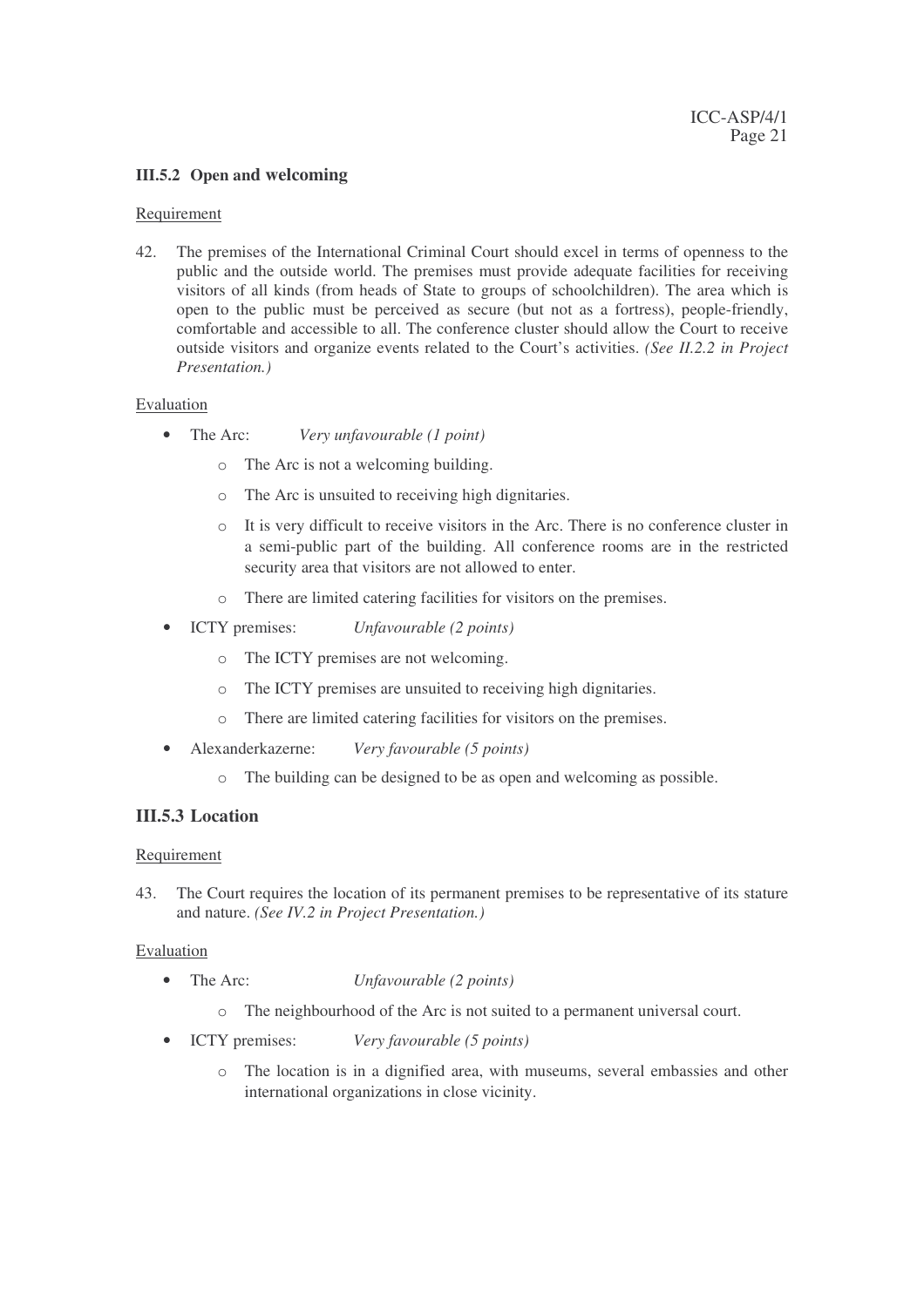### III.5.2 Open and welcoming

Requirement

42. The premises of the International Criminal Court should excel in terms of openness to the public and the outside world. The premises must provide adequate facilities for receiving visitors of all kinds (from heads of State to groups of schoolchildren). The area which is open to the public must be perceived as secure (but not as a fortress), people-friendly, comfortable and accessible to all. The conference cluster should allow the Court to receive outside visitors and organize events related to the Court's activities. *(See II.2.2 in Project Presentation.)*

Evaluation

- The Arc: *Very unfavourable (1 point)*
  - The Arc is not a welcoming building.
  - The Arc is unsuited to receiving high dignitaries.
  - It is very difficult to receive visitors in the Arc. There is no conference cluster in a semi-public part of the building. All conference rooms are in the restricted security area that visitors are not allowed to enter.
  - There are limited catering facilities for visitors on the premises.
- ICTY premises: *Unfavourable (2 points)*
  - The ICTY premises are not welcoming.
  - The ICTY premises are unsuited to receiving high dignitaries.
  - There are limited catering facilities for visitors on the premises.
- Alexanderkazerne: *Very favourable (5 points)*
  - The building can be designed to be as open and welcoming as possible.

### III.5.3 Location

Requirement

43. The Court requires the location of its permanent premises to be representative of its stature and nature. *(See IV.2 in Project Presentation.)*

Evaluation

- The Arc: *Unfavourable (2 points)*
  - The neighbourhood of the Arc is not suited to a permanent universal court.
- ICTY premises: *Very favourable (5 points)*
  - The location is in a dignified area, with museums, several embassies and other international organizations in close vicinity.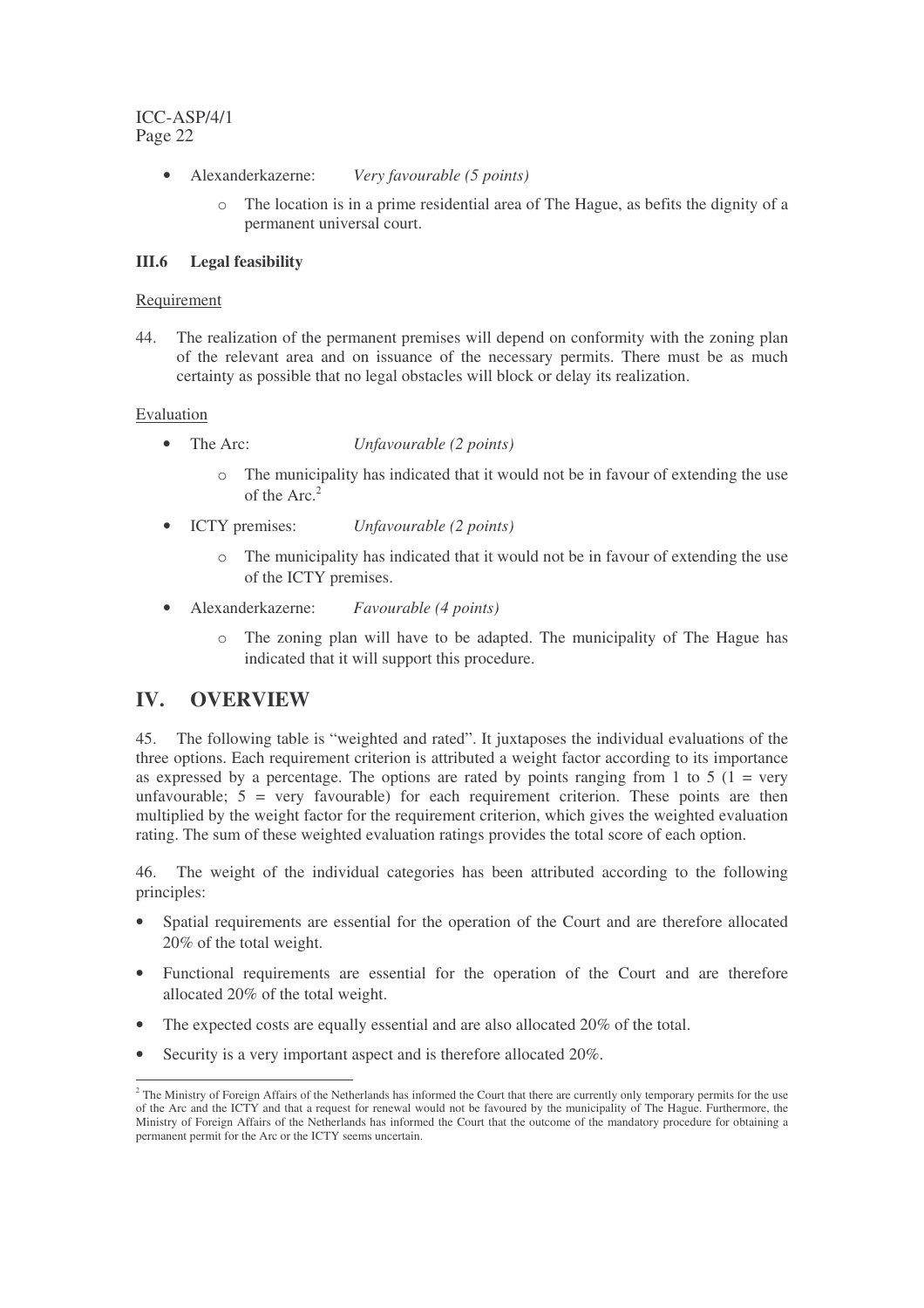- Alexanderkazerne: *Very favourable (5 points)*
  - The location is in a prime residential area of The Hague, as befits the dignity of a permanent universal court.

### III.6 Legal feasibility

Requirement

44. The realization of the permanent premises will depend on conformity with the zoning plan of the relevant area and on issuance of the necessary permits. There must be as much certainty as possible that no legal obstacles will block or delay its realization.

Evaluation

- The Arc: *Unfavourable (2 points)*
  - The municipality has indicated that it would not be in favour of extending the use of the Arc.[2]
- ICTY premises: *Unfavourable (2 points)*
  - The municipality has indicated that it would not be in favour of extending the use of the ICTY premises.
- Alexanderkazerne: *Favourable (4 points)*
  - The zoning plan will have to be adapted. The municipality of The Hague has indicated that it will support this procedure.

## IV. OVERVIEW

45. The following table is "weighted and rated". It juxtaposes the individual evaluations of the three options. Each requirement criterion is attributed a weight factor according to its importance as expressed by a percentage. The options are rated by points ranging from 1 to 5 (1 = very unfavourable; 5 = very favourable) for each requirement criterion. These points are then multiplied by the weight factor for the requirement criterion, which gives the weighted evaluation rating. The sum of these weighted evaluation ratings provides the total score of each option.

46. The weight of the individual categories has been attributed according to the following principles:

- Spatial requirements are essential for the operation of the Court and are therefore allocated 20% of the total weight.
- Functional requirements are essential for the operation of the Court and are therefore allocated 20% of the total weight.
- The expected costs are equally essential and are also allocated 20% of the total.
- Security is a very important aspect and is therefore allocated 20%.

[2] The Ministry of Foreign Affairs of the Netherlands has informed the Court that there are currently only temporary permits for the use of the Arc and the ICTY and that a request for renewal would not be favoured by the municipality of The Hague. Furthermore, the Ministry of Foreign Affairs of the Netherlands has informed the Court that the outcome of the mandatory procedure for obtaining a permanent permit for the Arc or the ICTY seems uncertain.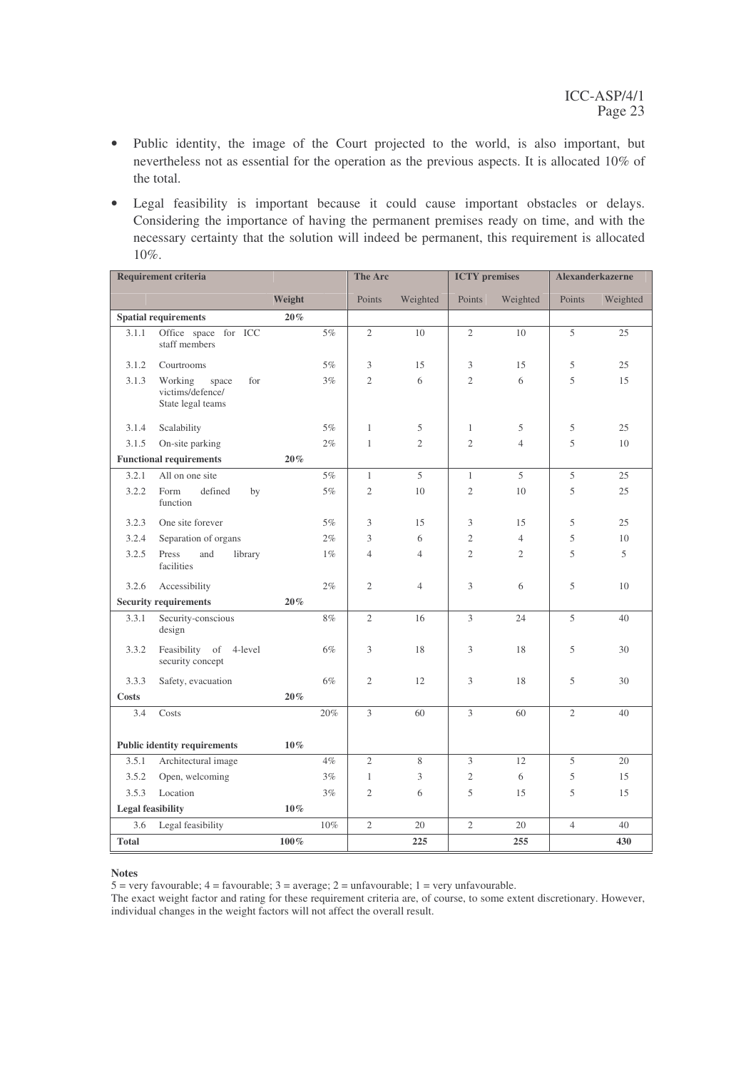- Public identity, the image of the Court projected to the world, is also important, but nevertheless not as essential for the operation as the previous aspects. It is allocated 10% of the total.
- Legal feasibility is important because it could cause important obstacles or delays. Considering the importance of having the permanent premises ready on time, and with the necessary certainty that the solution will indeed be permanent, this requirement is allocated 10%.

| Requirement criteria | | | | The Arc | | ICTY premises | | Alexanderkazerne | |
|---|---|---|---|---|---|---|---|---|---|
| | | Weight | | Points | Weighted | Points | Weighted | Points | Weighted |
| **Spatial requirements** | | **20%** | | | | | | | |
| 3.1.1 | Office space for ICC staff members | | 5% | 2 | 10 | 2 | 10 | 5 | 25 |
| 3.1.2 | Courtrooms | | 5% | 3 | 15 | 3 | 15 | 5 | 25 |
| 3.1.3 | Working space for victims/defence/ State legal teams | | 3% | 2 | 6 | 2 | 6 | 5 | 15 |
| 3.1.4 | Scalability | | 5% | 1 | 5 | 1 | 5 | 5 | 25 |
| 3.1.5 | On-site parking | | 2% | 1 | 2 | 2 | 4 | 5 | 10 |
| **Functional requirements** | | **20%** | | | | | | | |
| 3.2.1 | All on one site | | 5% | 1 | 5 | 1 | 5 | 5 | 25 |
| 3.2.2 | Form defined by function | | 5% | 2 | 10 | 2 | 10 | 5 | 25 |
| 3.2.3 | One site forever | | 5% | 3 | 15 | 3 | 15 | 5 | 25 |
| 3.2.4 | Separation of organs | | 2% | 3 | 6 | 2 | 4 | 5 | 10 |
| 3.2.5 | Press and library facilities | | 1% | 4 | 4 | 2 | 2 | 5 | 5 |
| 3.2.6 | Accessibility | | 2% | 2 | 4 | 3 | 6 | 5 | 10 |
| **Security requirements** | | **20%** | | | | | | | |
| 3.3.1 | Security-conscious design | | 8% | 2 | 16 | 3 | 24 | 5 | 40 |
| 3.3.2 | Feasibility of 4-level security concept | | 6% | 3 | 18 | 3 | 18 | 5 | 30 |
| 3.3.3 | Safety, evacuation | | 6% | 2 | 12 | 3 | 18 | 5 | 30 |
| **Costs** | | **20%** | | | | | | | |
| 3.4 | Costs | | 20% | 3 | 60 | 3 | 60 | 2 | 40 |
| **Public identity requirements** | | **10%** | | | | | | | |
| 3.5.1 | Architectural image | | 4% | 2 | 8 | 3 | 12 | 5 | 20 |
| 3.5.2 | Open, welcoming | | 3% | 1 | 3 | 2 | 6 | 5 | 15 |
| 3.5.3 | Location | | 3% | 2 | 6 | 5 | 15 | 5 | 15 |
| **Legal feasibility** | | **10%** | | | | | | | |
| 3.6 | Legal feasibility | | 10% | 2 | 20 | 2 | 20 | 4 | 40 |
| **Total** | | **100%** | | | **225** | | **255** | | **430** |

**Notes**

5 = very favourable; 4 = favourable; 3 = average; 2 = unfavourable; 1 = very unfavourable.

The exact weight factor and rating for these requirement criteria are, of course, to some extent discretionary. However, individual changes in the weight factors will not affect the overall result.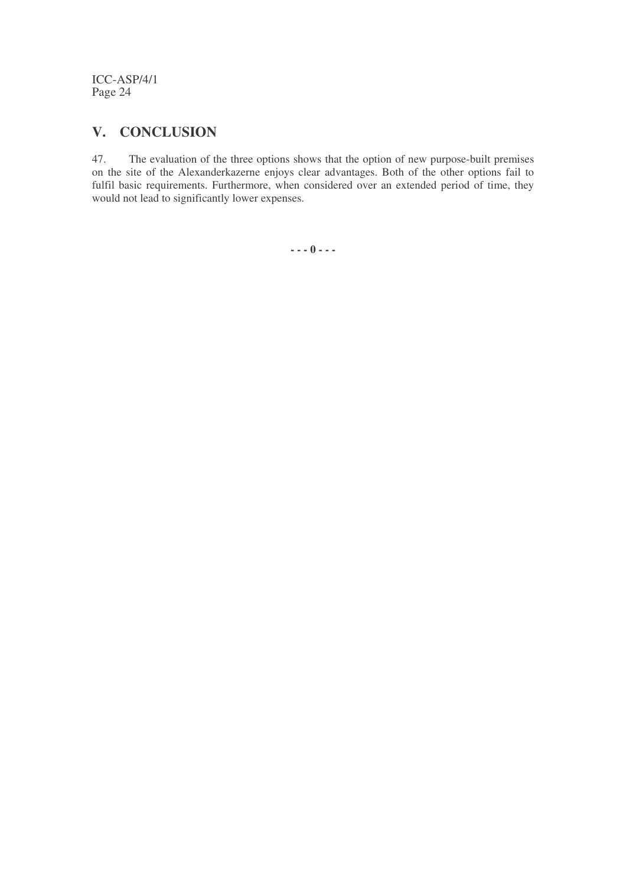## V. CONCLUSION

47. The evaluation of the three options shows that the option of new purpose-built premises on the site of the Alexanderkazerne enjoys clear advantages. Both of the other options fail to fulfil basic requirements. Furthermore, when considered over an extended period of time, they would not lead to significantly lower expenses.

**- - - 0 - - -**